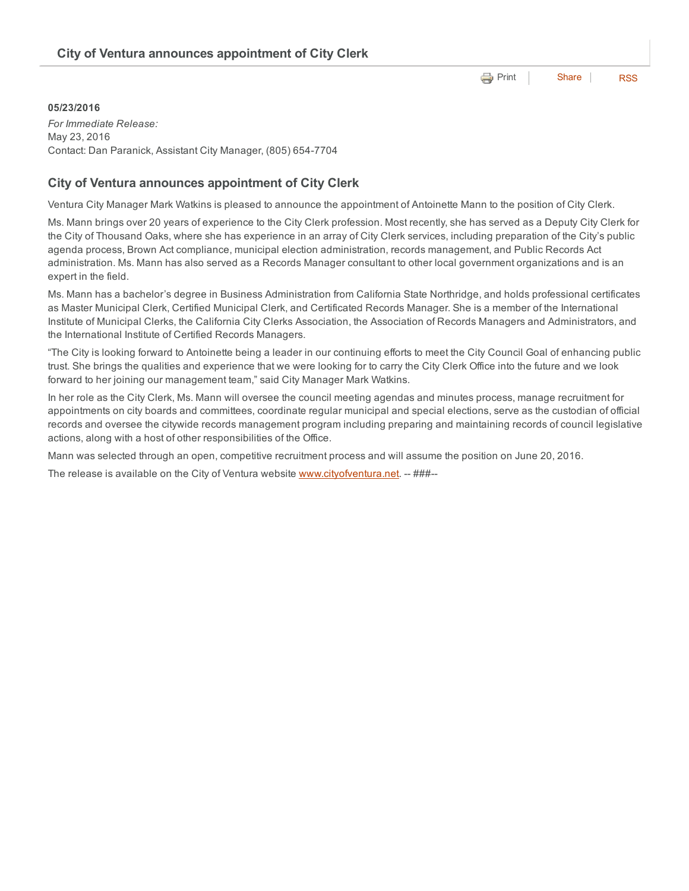# City of Ventura announces appointment of City Clerk

Print | Share | RSS

**05/23/2016**

*For Immediate Release:*
May 23, 2016
Contact: Dan Paranick, Assistant City Manager, (805) 654-7704

## City of Ventura announces appointment of City Clerk

Ventura City Manager Mark Watkins is pleased to announce the appointment of Antoinette Mann to the position of City Clerk.

Ms. Mann brings over 20 years of experience to the City Clerk profession. Most recently, she has served as a Deputy City Clerk for the City of Thousand Oaks, where she has experience in an array of City Clerk services, including preparation of the City's public agenda process, Brown Act compliance, municipal election administration, records management, and Public Records Act administration. Ms. Mann has also served as a Records Manager consultant to other local government organizations and is an expert in the field.

Ms. Mann has a bachelor's degree in Business Administration from California State Northridge, and holds professional certificates as Master Municipal Clerk, Certified Municipal Clerk, and Certificated Records Manager. She is a member of the International Institute of Municipal Clerks, the California City Clerks Association, the Association of Records Managers and Administrators, and the International Institute of Certified Records Managers.

"The City is looking forward to Antoinette being a leader in our continuing efforts to meet the City Council Goal of enhancing public trust. She brings the qualities and experience that we were looking for to carry the City Clerk Office into the future and we look forward to her joining our management team," said City Manager Mark Watkins.

In her role as the City Clerk, Ms. Mann will oversee the council meeting agendas and minutes process, manage recruitment for appointments on city boards and committees, coordinate regular municipal and special elections, serve as the custodian of official records and oversee the citywide records management program including preparing and maintaining records of council legislative actions, along with a host of other responsibilities of the Office.

Mann was selected through an open, competitive recruitment process and will assume the position on June 20, 2016.

The release is available on the City of Ventura website www.cityofventura.net. -- ###--